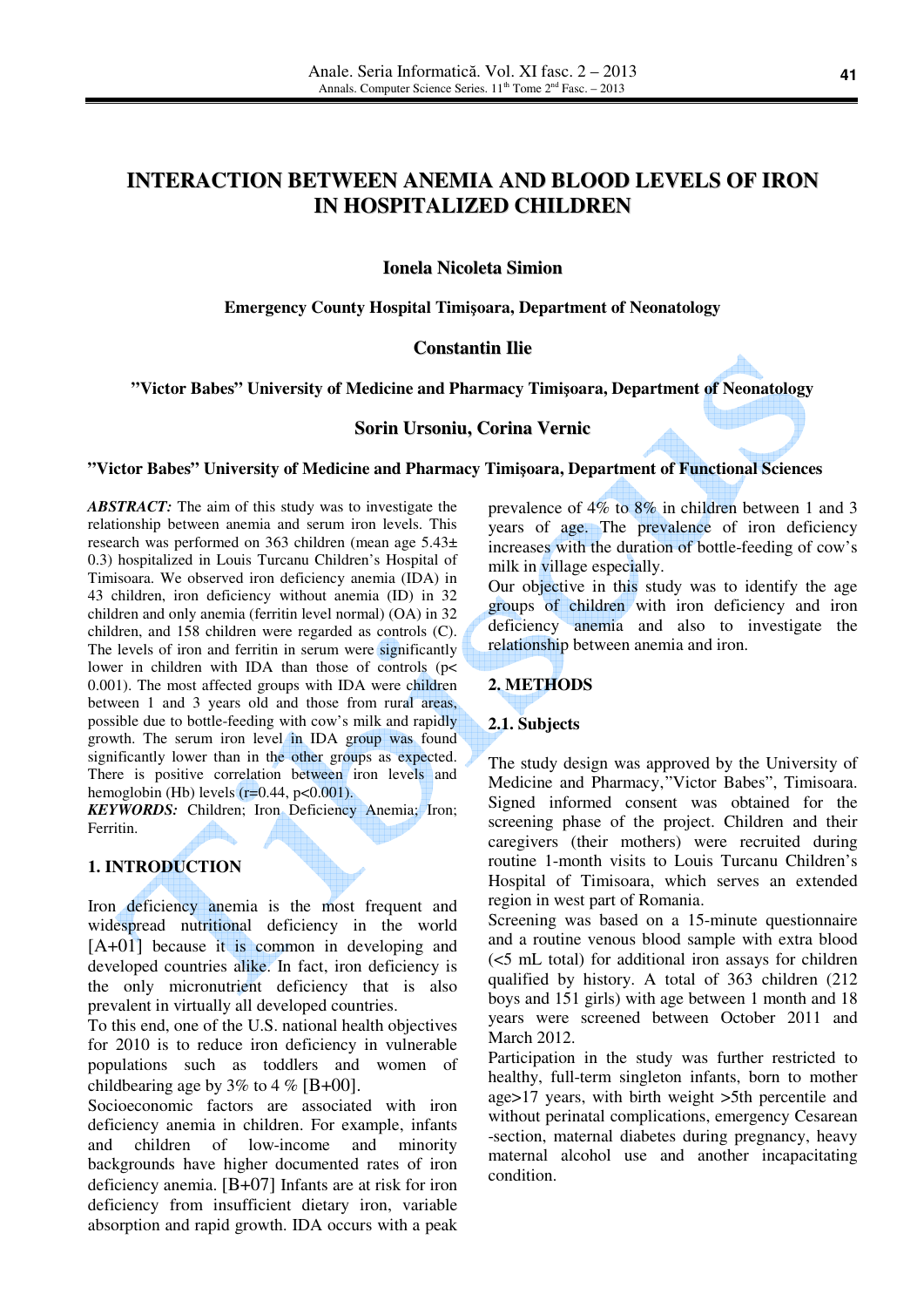# INTERACTION BETWEEN ANEMIA AND BLOOD LEVELS OF IRON IN HOSPITALIZED CHILDREN

**Ionela Nicoleta Simion**

**Emergency County Hospital Timişoara, Department of Neonatology**

**Constantin Ilie**

**"Victor Babes" University of Medicine and Pharmacy Timişoara, Department of Neonatology**

**Sorin Ursoniu, Corina Vernic**

**"Victor Babes" University of Medicine and Pharmacy Timişoara, Department of Functional Sciences**

***ABSTRACT:*** The aim of this study was to investigate the relationship between anemia and serum iron levels. This research was performed on 363 children (mean age 5.43± 0.3) hospitalized in Louis Turcanu Children's Hospital of Timisoara. We observed iron deficiency anemia (IDA) in 43 children, iron deficiency without anemia (ID) in 32 children and only anemia (ferritin level normal) (OA) in 32 children, and 158 children were regarded as controls (C). The levels of iron and ferritin in serum were significantly lower in children with IDA than those of controls ($p < 0.001$). The most affected groups with IDA were children between 1 and 3 years old and those from rural areas, possible due to bottle-feeding with cow's milk and rapidly growth. The serum iron level in IDA group was found significantly lower than in the other groups as expected. There is positive correlation between iron levels and hemoglobin (Hb) levels ($r=0.44$, $p<0.001$).

***KEYWORDS:*** Children; Iron Deficiency Anemia; Iron; Ferritin.

## 1. INTRODUCTION

Iron deficiency anemia is the most frequent and widespread nutritional deficiency in the world [A+01] because it is common in developing and developed countries alike. In fact, iron deficiency is the only micronutrient deficiency that is also prevalent in virtually all developed countries.

To this end, one of the U.S. national health objectives for 2010 is to reduce iron deficiency in vulnerable populations such as toddlers and women of childbearing age by 3% to 4 % [B+00].

Socioeconomic factors are associated with iron deficiency anemia in children. For example, infants and children of low-income and minority backgrounds have higher documented rates of iron deficiency anemia. [B+07] Infants are at risk for iron deficiency from insufficient dietary iron, variable absorption and rapid growth. IDA occurs with a peak prevalence of 4% to 8% in children between 1 and 3 years of age. The prevalence of iron deficiency increases with the duration of bottle-feeding of cow's milk in village especially.

Our objective in this study was to identify the age groups of children with iron deficiency and iron deficiency anemia and also to investigate the relationship between anemia and iron.

## 2. METHODS

### 2.1. Subjects

The study design was approved by the University of Medicine and Pharmacy,"Victor Babes", Timisoara. Signed informed consent was obtained for the screening phase of the project. Children and their caregivers (their mothers) were recruited during routine 1-month visits to Louis Turcanu Children's Hospital of Timisoara, which serves an extended region in west part of Romania.

Screening was based on a 15-minute questionnaire and a routine venous blood sample with extra blood (<5 mL total) for additional iron assays for children qualified by history. A total of 363 children (212 boys and 151 girls) with age between 1 month and 18 years were screened between October 2011 and March 2012.

Participation in the study was further restricted to healthy, full-term singleton infants, born to mother age>17 years, with birth weight >5th percentile and without perinatal complications, emergency Cesarean -section, maternal diabetes during pregnancy, heavy maternal alcohol use and another incapacitating condition.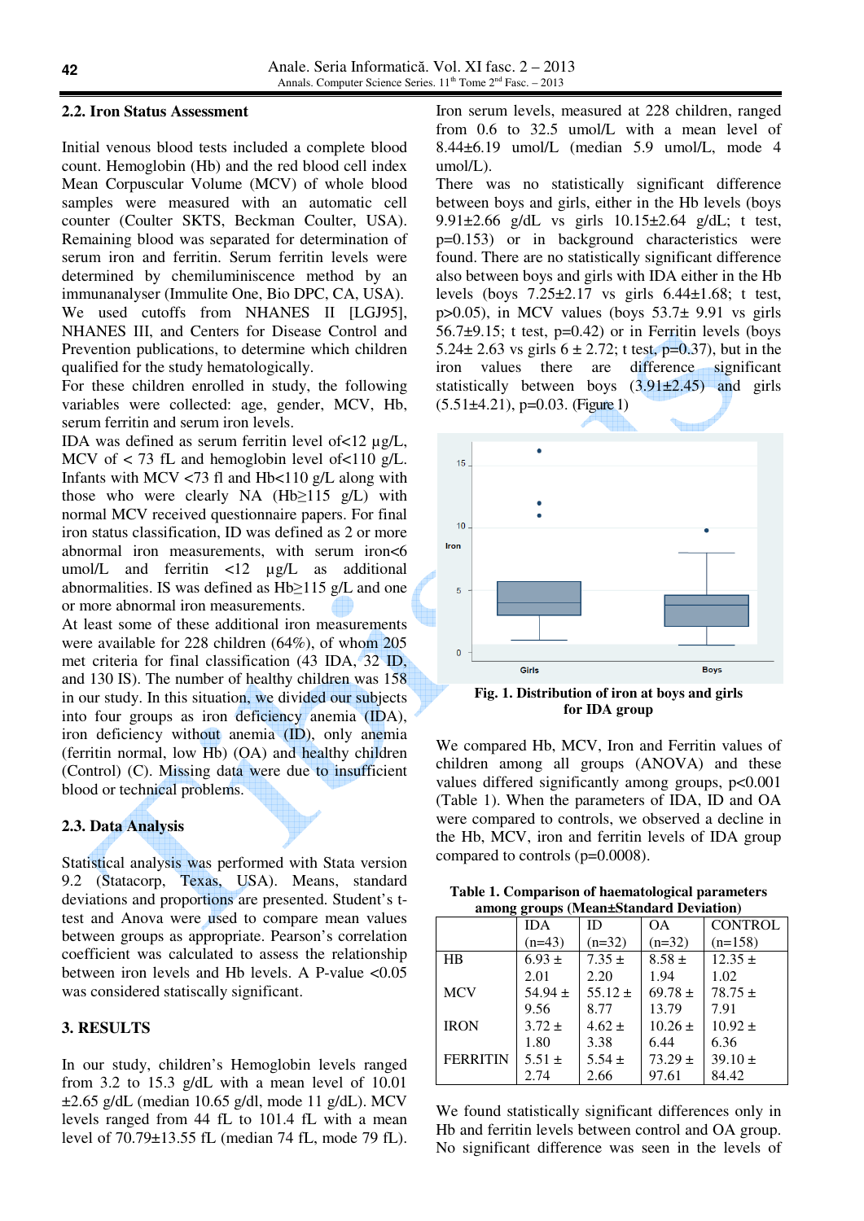### 2.2. Iron Status Assessment

Initial venous blood tests included a complete blood count. Hemoglobin (Hb) and the red blood cell index Mean Corpuscular Volume (MCV) of whole blood samples were measured with an automatic cell counter (Coulter SKTS, Beckman Coulter, USA). Remaining blood was separated for determination of serum iron and ferritin. Serum ferritin levels were determined by chemiluminiscence method by an immunanalyser (Immulite One, Bio DPC, CA, USA). We used cutoffs from NHANES II [LGJ95], NHANES III, and Centers for Disease Control and Prevention publications, to determine which children qualified for the study hematologically.

For these children enrolled in study, the following variables were collected: age, gender, MCV, Hb, serum ferritin and serum iron levels.

IDA was defined as serum ferritin level of<12 µg/L, MCV of < 73 fL and hemoglobin level of<110 g/L. Infants with MCV <73 fl and Hb<110 g/L along with those who were clearly NA (Hb≥115 g/L) with normal MCV received questionnaire papers. For final iron status classification, ID was defined as 2 or more abnormal iron measurements, with serum iron<6 umol/L and ferritin <12 µg/L as additional abnormalities. IS was defined as Hb≥115 g/L and one or more abnormal iron measurements.

At least some of these additional iron measurements were available for 228 children (64%), of whom 205 met criteria for final classification (43 IDA, 32 ID, and 130 IS). The number of healthy children was 158 in our study. In this situation, we divided our subjects into four groups as iron deficiency anemia (IDA), iron deficiency without anemia (ID), only anemia (ferritin normal, low Hb) (OA) and healthy children (Control) (C). Missing data were due to insufficient blood or technical problems.

### 2.3. Data Analysis

Statistical analysis was performed with Stata version 9.2 (Statacorp, Texas, USA). Means, standard deviations and proportions are presented. Student's t-test and Anova were used to compare mean values between groups as appropriate. Pearson's correlation coefficient was calculated to assess the relationship between iron levels and Hb levels. A P-value <0.05 was considered staticsally significant.

## 3. RESULTS

In our study, children's Hemoglobin levels ranged from 3.2 to 15.3 g/dL with a mean level of 10.01 ±2.65 g/dL (median 10.65 g/dl, mode 11 g/dL). MCV levels ranged from 44 fL to 101.4 fL with a mean level of 70.79±13.55 fL (median 74 fL, mode 79 fL). Iron serum levels, measured at 228 children, ranged from 0.6 to 32.5 umol/L with a mean level of 8.44±6.19 umol/L (median 5.9 umol/L, mode 4 umol/L).

There was no statistically significant difference between boys and girls, either in the Hb levels (boys 9.91±2.66 g/dL vs girls 10.15±2.64 g/dL; t test, p=0.153) or in background characteristics were found. There are no statistically significant difference also between boys and girls with IDA either in the Hb levels (boys 7.25±2.17 vs girls 6.44±1.68; t test, p>0.05), in MCV values (boys 53.7± 9.91 vs girls 56.7±9.15; t test, p=0.42) or in Ferritin levels (boys 5.24± 2.63 vs girls 6 ± 2.72; t test, p=0.37), but in the iron values there are difference significant statistically between boys (3.91±2.45) and girls (5.51±4.21), p=0.03. (Figure 1)

**Fig. 1. Distribution of iron at boys and girls for IDA group**

We compared Hb, MCV, Iron and Ferritin values of children among all groups (ANOVA) and these values differed significantly among groups, p<0.001 (Table 1). When the parameters of IDA, ID and OA were compared to controls, we observed a decline in the Hb, MCV, iron and ferritin levels of IDA group compared to controls (p=0.0008).

**Table 1. Comparison of haematological parameters among groups (Mean±Standard Deviation)**

| | IDA (n=43) | ID (n=32) | OA (n=32) | CONTROL (n=158) |
|---|---|---|---|---|
| HB | 6.93 ± 2.01 | 7.35 ± 2.20 | 8.58 ± 1.94 | 12.35 ± 1.02 |
| MCV | 54.94 ± 9.56 | 55.12 ± 8.77 | 69.78 ± 13.79 | 78.75 ± 7.91 |
| IRON | 3.72 ± 1.80 | 4.62 ± 3.38 | 10.26 ± 6.44 | 10.92 ± 6.36 |
| FERRITIN | 5.51 ± 2.74 | 5.54 ± 2.66 | 73.29 ± 97.61 | 39.10 ± 84.42 |

We found statistically significant differences only in Hb and ferritin levels between control and OA group. No significant difference was seen in the levels of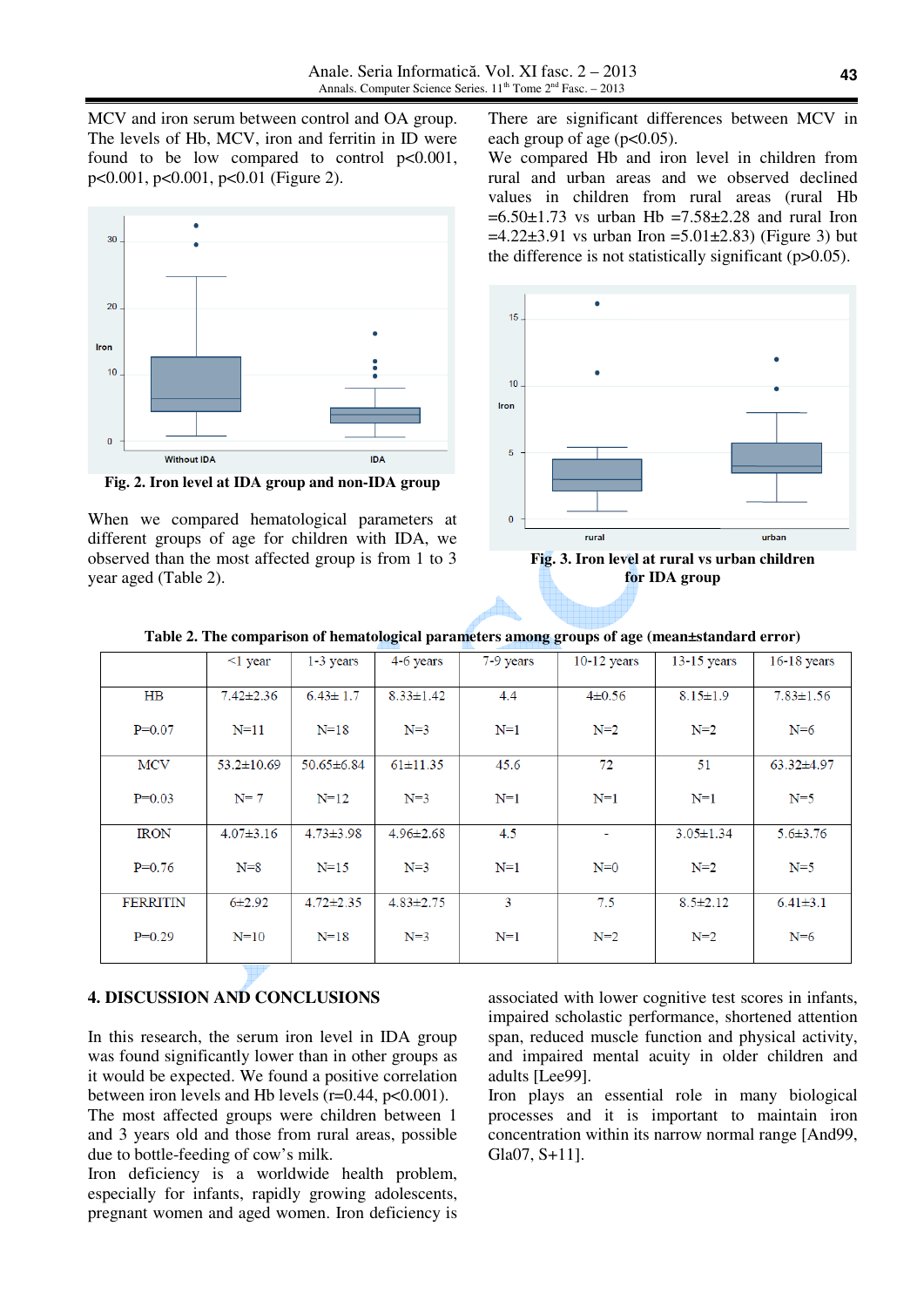MCV and iron serum between control and OA group. The levels of Hb, MCV, iron and ferritin in ID were found to be low compared to control p<0.001, p<0.001, p<0.001, p<0.01 (Figure 2).

**Fig. 2. Iron level at IDA group and non-IDA group**

When we compared hematological parameters at different groups of age for children with IDA, we observed than the most affected group is from 1 to 3 year aged (Table 2).

There are significant differences between MCV in each group of age (p<0.05).

We compared Hb and iron level in children from rural and urban areas and we observed declined values in children from rural areas (rural Hb =6.50±1.73 vs urban Hb =7.58±2.28 and rural Iron =4.22±3.91 vs urban Iron =5.01±2.83) (Figure 3) but the difference is not statistically significant (p>0.05).

**Fig. 3. Iron level at rural vs urban children for IDA group**

**Table 2. The comparison of hematological parameters among groups of age (mean±standard error)**

| | <1 year | 1-3 years | 4-6 years | 7-9 years | 10-12 years | 13-15 years | 16-18 years |
|---|---|---|---|---|---|---|---|
| HB<br><br>P=0.07 | 7.42±2.36<br><br>N=11 | 6.43± 1.7<br><br>N=18 | 8.33±1.42<br><br>N=3 | 4.4<br><br>N=1 | 4±0.56<br><br>N=2 | 8.15±1.9<br><br>N=2 | 7.83±1.56<br><br>N=6 |
| MCV<br><br>P=0.03 | 53.2±10.69<br><br>N= 7 | 50.65±6.84<br><br>N=12 | 61±11.35<br><br>N=3 | 45.6<br><br>N=1 | 72<br><br>N=1 | 51<br><br>N=1 | 63.32±4.97<br><br>N=5 |
| IRON<br><br>P=0.76 | 4.07±3.16<br><br>N=8 | 4.73±3.98<br><br>N=15 | 4.96±2.68<br><br>N=3 | 4.5<br><br>N=1 | -<br><br>N=0 | 3.05±1.34<br><br>N=2 | 5.6±3.76<br><br>N=5 |
| FERRITIN<br><br>P=0.29 | 6±2.92<br><br>N=10 | 4.72±2.35<br><br>N=18 | 4.83±2.75<br><br>N=3 | 3<br><br>N=1 | 7.5<br><br>N=2 | 8.5±2.12<br><br>N=2 | 6.41±3.1<br><br>N=6 |

## 4. DISCUSSION AND CONCLUSIONS

In this research, the serum iron level in IDA group was found significantly lower than in other groups as it would be expected. We found a positive correlation between iron levels and Hb levels (r=0.44, p<0.001).

The most affected groups were children between 1 and 3 years old and those from rural areas, possible due to bottle-feeding of cow's milk.

Iron deficiency is a worldwide health problem, especially for infants, rapidly growing adolescents, pregnant women and aged women. Iron deficiency is associated with lower cognitive test scores in infants, impaired scholastic performance, shortened attention span, reduced muscle function and physical activity, and impaired mental acuity in older children and adults [Lee99].

Iron plays an essential role in many biological processes and it is important to maintain iron concentration within its narrow normal range [And99, Gla07, S+11].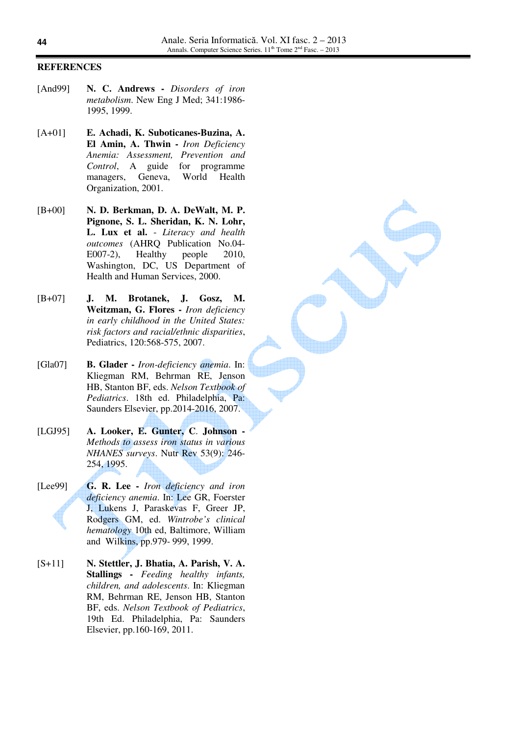## REFERENCES

[And99] **N. C. Andrews** - *Disorders of iron metabolism*. New Eng J Med; 341:1986-1995, 1999.

[A+01] **E. Achadi, K. Suboticanes-Buzina, A. El Amin, A. Thwin** - *Iron Deficiency Anemia: Assessment, Prevention and Control*, A guide for programme managers, Geneva, World Health Organization, 2001.

[B+00] **N. D. Berkman, D. A. DeWalt, M. P. Pignone, S. L. Sheridan, K. N. Lohr, L. Lux et al.** - *Literacy and health outcomes* (AHRQ Publication No.04-E007-2), Healthy people 2010, Washington, DC, US Department of Health and Human Services, 2000.

[B+07] **J. M. Brotanek, J. Gosz, M. Weitzman, G. Flores** - *Iron deficiency in early childhood in the United States: risk factors and racial/ethnic disparities*, Pediatrics, 120:568-575, 2007.

[Gla07] **B. Glader** - *Iron-deficiency anemia*. In: Kliegman RM, Behrman RE, Jenson HB, Stanton BF, eds. *Nelson Textbook of Pediatrics*. 18th ed. Philadelphia, Pa: Saunders Elsevier, pp.2014-2016, 2007.

[LGJ95] **A. Looker, E. Gunter, C. Johnson** - *Methods to assess iron status in various NHANES surveys*. Nutr Rev 53(9): 246-254, 1995.

[Lee99] **G. R. Lee** - *Iron deficiency and iron deficiency anemia*. In: Lee GR, Foerster J, Lukens J, Paraskevas F, Greer JP, Rodgers GM, ed. *Wintrobe's clinical hematology* 10th ed, Baltimore, William and Wilkins, pp.979- 999, 1999.

[S+11] **N. Stettler, J. Bhatia, A. Parish, V. A. Stallings** - *Feeding healthy infants, children, and adolescents*. In: Kliegman RM, Behrman RE, Jenson HB, Stanton BF, eds. *Nelson Textbook of Pediatrics*, 19th Ed. Philadelphia, Pa: Saunders Elsevier, pp.160-169, 2011.